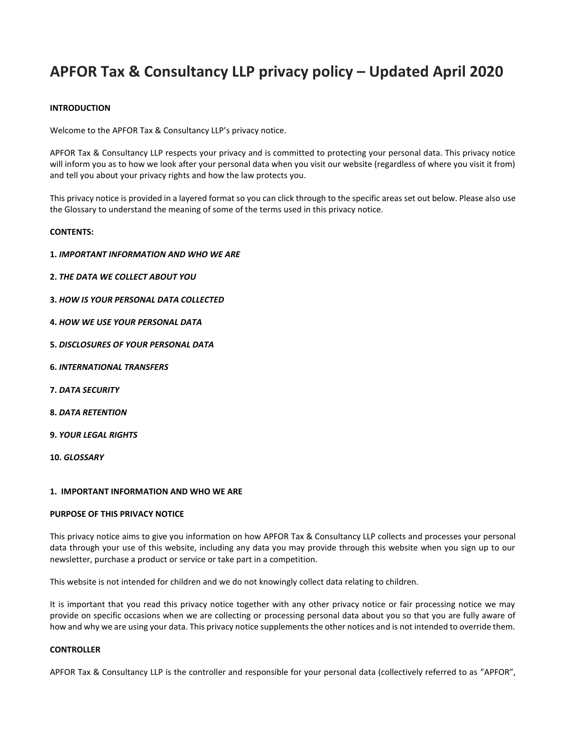# APFOR Tax & Consultancy LLP privacy policy – Updated April 2020

**INTRODUCTION**

Welcome to the APFOR Tax & Consultancy LLP's privacy notice.

APFOR Tax & Consultancy LLP respects your privacy and is committed to protecting your personal data. This privacy notice will inform you as to how we look after your personal data when you visit our website (regardless of where you visit it from) and tell you about your privacy rights and how the law protects you.

This privacy notice is provided in a layered format so you can click through to the specific areas set out below. Please also use the Glossary to understand the meaning of some of the terms used in this privacy notice.

**CONTENTS:**

**1.** ***IMPORTANT INFORMATION AND WHO WE ARE***

**2.** ***THE DATA WE COLLECT ABOUT YOU***

**3.** ***HOW IS YOUR PERSONAL DATA COLLECTED***

**4.** ***HOW WE USE YOUR PERSONAL DATA***

**5.** ***DISCLOSURES OF YOUR PERSONAL DATA***

**6.** ***INTERNATIONAL TRANSFERS***

**7.** ***DATA SECURITY***

**8.** ***DATA RETENTION***

**9.** ***YOUR LEGAL RIGHTS***

**10.** ***GLOSSARY***

## 1. IMPORTANT INFORMATION AND WHO WE ARE

**PURPOSE OF THIS PRIVACY NOTICE**

This privacy notice aims to give you information on how APFOR Tax & Consultancy LLP collects and processes your personal data through your use of this website, including any data you may provide through this website when you sign up to our newsletter, purchase a product or service or take part in a competition.

This website is not intended for children and we do not knowingly collect data relating to children.

It is important that you read this privacy notice together with any other privacy notice or fair processing notice we may provide on specific occasions when we are collecting or processing personal data about you so that you are fully aware of how and why we are using your data. This privacy notice supplements the other notices and is not intended to override them.

**CONTROLLER**

APFOR Tax & Consultancy LLP is the controller and responsible for your personal data (collectively referred to as "APFOR",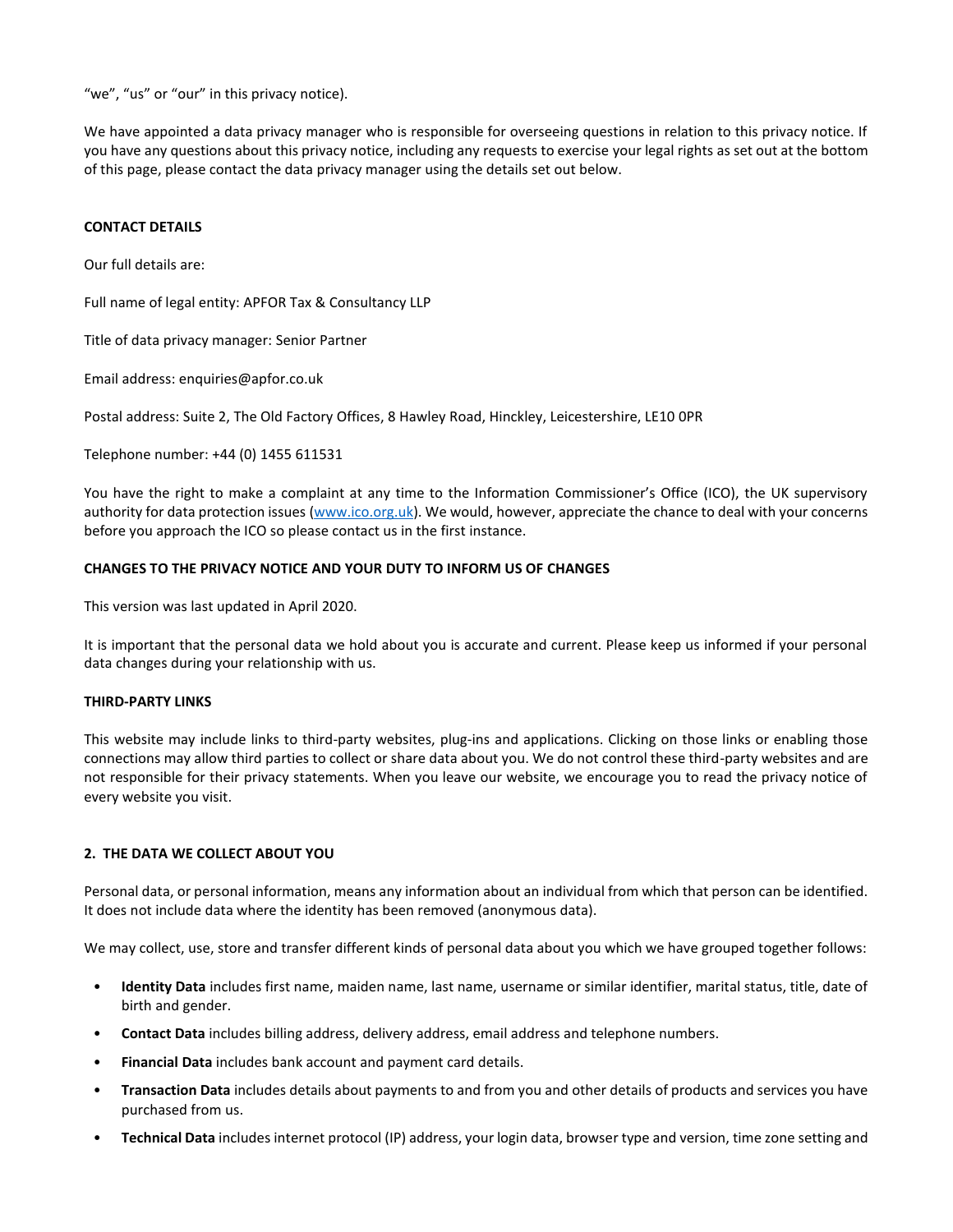"we", "us" or "our" in this privacy notice).

We have appointed a data privacy manager who is responsible for overseeing questions in relation to this privacy notice. If you have any questions about this privacy notice, including any requests to exercise your legal rights as set out at the bottom of this page, please contact the data privacy manager using the details set out below.

**CONTACT DETAILS**

Our full details are:

Full name of legal entity: APFOR Tax & Consultancy LLP

Title of data privacy manager: Senior Partner

Email address: enquiries@apfor.co.uk

Postal address: Suite 2, The Old Factory Offices, 8 Hawley Road, Hinckley, Leicestershire, LE10 0PR

Telephone number: +44 (0) 1455 611531

You have the right to make a complaint at any time to the Information Commissioner's Office (ICO), the UK supervisory authority for data protection issues (www.ico.org.uk). We would, however, appreciate the chance to deal with your concerns before you approach the ICO so please contact us in the first instance.

**CHANGES TO THE PRIVACY NOTICE AND YOUR DUTY TO INFORM US OF CHANGES**

This version was last updated in April 2020.

It is important that the personal data we hold about you is accurate and current. Please keep us informed if your personal data changes during your relationship with us.

**THIRD-PARTY LINKS**

This website may include links to third-party websites, plug-ins and applications. Clicking on those links or enabling those connections may allow third parties to collect or share data about you. We do not control these third-party websites and are not responsible for their privacy statements. When you leave our website, we encourage you to read the privacy notice of every website you visit.

## 2. THE DATA WE COLLECT ABOUT YOU

Personal data, or personal information, means any information about an individual from which that person can be identified. It does not include data where the identity has been removed (anonymous data).

We may collect, use, store and transfer different kinds of personal data about you which we have grouped together follows:

- **Identity Data** includes first name, maiden name, last name, username or similar identifier, marital status, title, date of birth and gender.
- **Contact Data** includes billing address, delivery address, email address and telephone numbers.
- **Financial Data** includes bank account and payment card details.
- **Transaction Data** includes details about payments to and from you and other details of products and services you have purchased from us.
- **Technical Data** includes internet protocol (IP) address, your login data, browser type and version, time zone setting and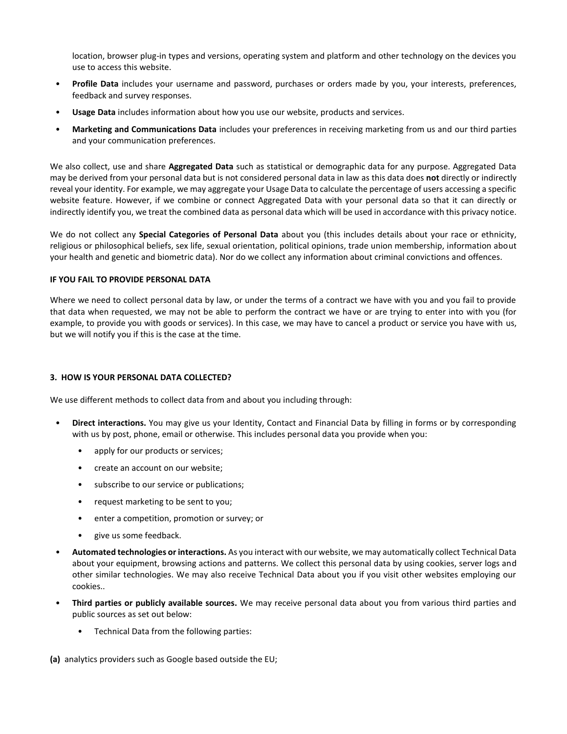location, browser plug-in types and versions, operating system and platform and other technology on the devices you use to access this website.

- **Profile Data** includes your username and password, purchases or orders made by you, your interests, preferences, feedback and survey responses.
- **Usage Data** includes information about how you use our website, products and services.
- **Marketing and Communications Data** includes your preferences in receiving marketing from us and our third parties and your communication preferences.

We also collect, use and share **Aggregated Data** such as statistical or demographic data for any purpose. Aggregated Data may be derived from your personal data but is not considered personal data in law as this data does **not** directly or indirectly reveal your identity. For example, we may aggregate your Usage Data to calculate the percentage of users accessing a specific website feature. However, if we combine or connect Aggregated Data with your personal data so that it can directly or indirectly identify you, we treat the combined data as personal data which will be used in accordance with this privacy notice.

We do not collect any **Special Categories of Personal Data** about you (this includes details about your race or ethnicity, religious or philosophical beliefs, sex life, sexual orientation, political opinions, trade union membership, information about your health and genetic and biometric data). Nor do we collect any information about criminal convictions and offences.

**IF YOU FAIL TO PROVIDE PERSONAL DATA**

Where we need to collect personal data by law, or under the terms of a contract we have with you and you fail to provide that data when requested, we may not be able to perform the contract we have or are trying to enter into with you (for example, to provide you with goods or services). In this case, we may have to cancel a product or service you have with us, but we will notify you if this is the case at the time.

## 3. HOW IS YOUR PERSONAL DATA COLLECTED?

We use different methods to collect data from and about you including through:

- **Direct interactions.** You may give us your Identity, Contact and Financial Data by filling in forms or by corresponding with us by post, phone, email or otherwise. This includes personal data you provide when you:
  - apply for our products or services;
  - create an account on our website;
  - subscribe to our service or publications;
  - request marketing to be sent to you;
  - enter a competition, promotion or survey; or
  - give us some feedback.
- **Automated technologies or interactions.** As you interact with our website, we may automatically collect Technical Data about your equipment, browsing actions and patterns. We collect this personal data by using cookies, server logs and other similar technologies. We may also receive Technical Data about you if you visit other websites employing our cookies..
- **Third parties or publicly available sources.** We may receive personal data about you from various third parties and public sources as set out below:
  - Technical Data from the following parties:

**(a)** analytics providers such as Google based outside the EU;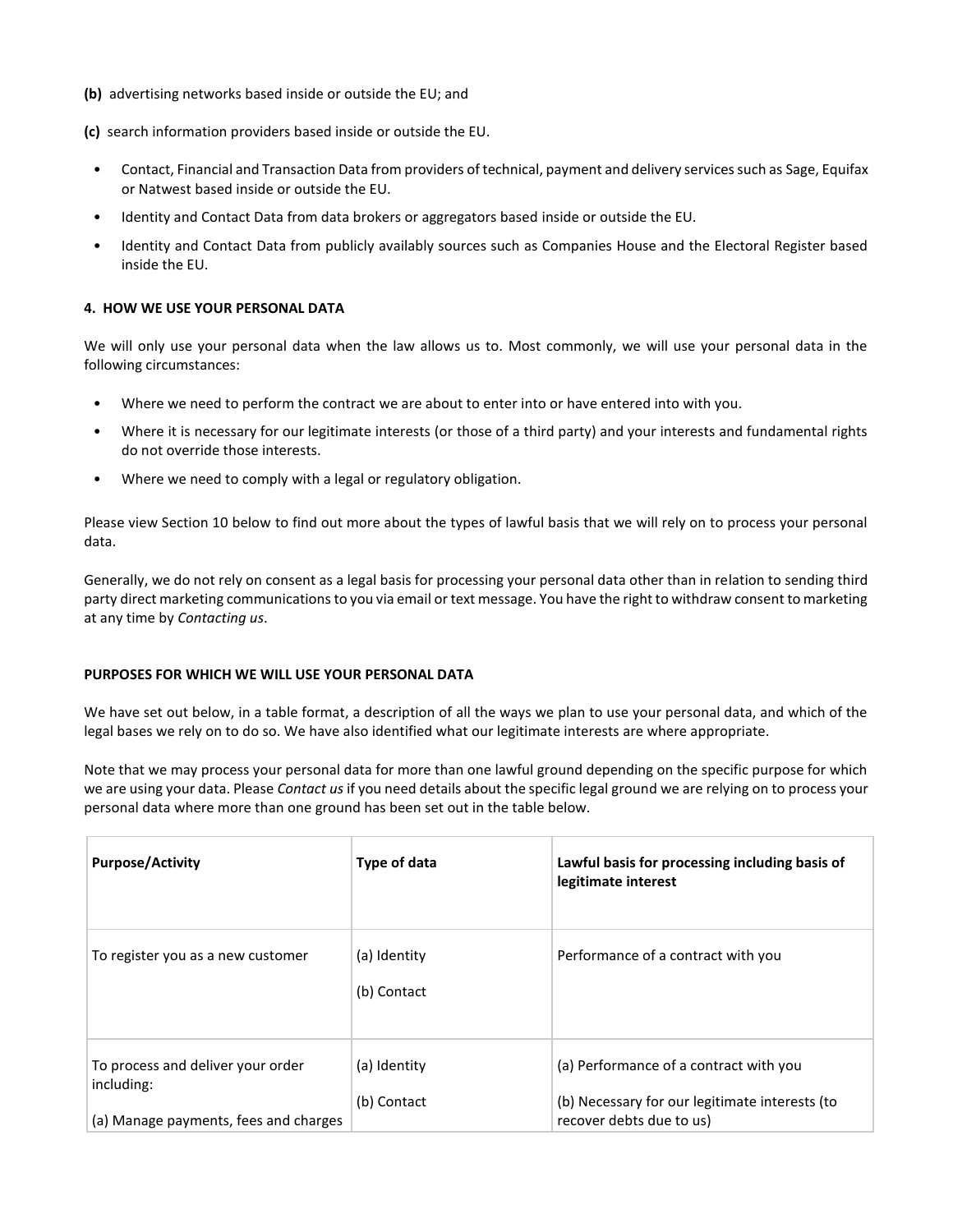**(b)** advertising networks based inside or outside the EU; and

**(c)** search information providers based inside or outside the EU.

- Contact, Financial and Transaction Data from providers of technical, payment and delivery services such as Sage, Equifax or Natwest based inside or outside the EU.
- Identity and Contact Data from data brokers or aggregators based inside or outside the EU.
- Identity and Contact Data from publicly availably sources such as Companies House and the Electoral Register based inside the EU.

**4. HOW WE USE YOUR PERSONAL DATA**

We will only use your personal data when the law allows us to. Most commonly, we will use your personal data in the following circumstances:

- Where we need to perform the contract we are about to enter into or have entered into with you.
- Where it is necessary for our legitimate interests (or those of a third party) and your interests and fundamental rights do not override those interests.
- Where we need to comply with a legal or regulatory obligation.

Please view Section 10 below to find out more about the types of lawful basis that we will rely on to process your personal data.

Generally, we do not rely on consent as a legal basis for processing your personal data other than in relation to sending third party direct marketing communications to you via email or text message. You have the right to withdraw consent to marketing at any time by *Contacting us*.

**PURPOSES FOR WHICH WE WILL USE YOUR PERSONAL DATA**

We have set out below, in a table format, a description of all the ways we plan to use your personal data, and which of the legal bases we rely on to do so. We have also identified what our legitimate interests are where appropriate.

Note that we may process your personal data for more than one lawful ground depending on the specific purpose for which we are using your data. Please *Contact us* if you need details about the specific legal ground we are relying on to process your personal data where more than one ground has been set out in the table below.

| **Purpose/Activity** | **Type of data** | **Lawful basis for processing including basis of legitimate interest** |
|---|---|---|
| To register you as a new customer | (a) Identity<br>(b) Contact | Performance of a contract with you |
| To process and deliver your order including:<br>(a) Manage payments, fees and charges | (a) Identity<br>(b) Contact | (a) Performance of a contract with you<br>(b) Necessary for our legitimate interests (to recover debts due to us) |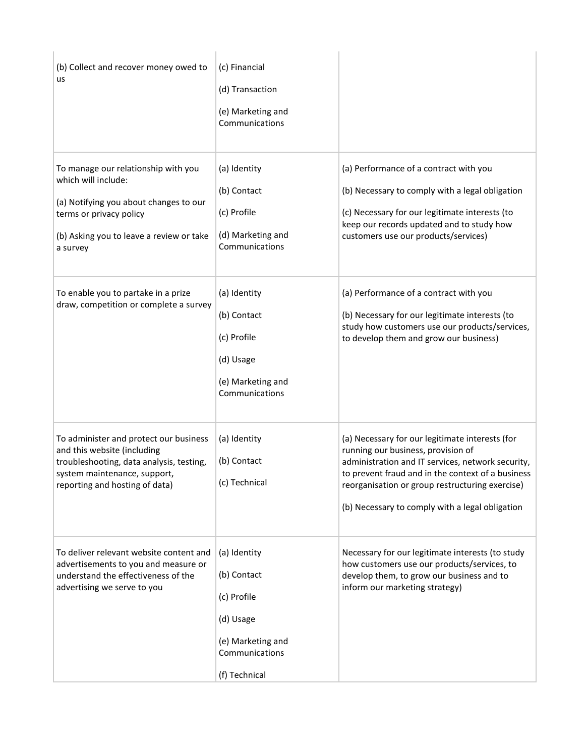| | | |
|---|---|---|
| (b) Collect and recover money owed to us | (c) Financial<br><br>(d) Transaction<br><br>(e) Marketing and Communications | |
| To manage our relationship with you which will include:<br><br>(a) Notifying you about changes to our terms or privacy policy<br><br>(b) Asking you to leave a review or take a survey | (a) Identity<br><br>(b) Contact<br><br>(c) Profile<br><br>(d) Marketing and Communications | (a) Performance of a contract with you<br><br>(b) Necessary to comply with a legal obligation<br><br>(c) Necessary for our legitimate interests (to keep our records updated and to study how customers use our products/services) |
| To enable you to partake in a prize draw, competition or complete a survey | (a) Identity<br><br>(b) Contact<br><br>(c) Profile<br><br>(d) Usage<br><br>(e) Marketing and Communications | (a) Performance of a contract with you<br><br>(b) Necessary for our legitimate interests (to study how customers use our products/services, to develop them and grow our business) |
| To administer and protect our business and this website (including troubleshooting, data analysis, testing, system maintenance, support, reporting and hosting of data) | (a) Identity<br><br>(b) Contact<br><br>(c) Technical | (a) Necessary for our legitimate interests (for running our business, provision of administration and IT services, network security, to prevent fraud and in the context of a business reorganisation or group restructuring exercise)<br><br>(b) Necessary to comply with a legal obligation |
| To deliver relevant website content and advertisements to you and measure or understand the effectiveness of the advertising we serve to you | (a) Identity<br><br>(b) Contact<br><br>(c) Profile<br><br>(d) Usage<br><br>(e) Marketing and Communications<br><br>(f) Technical | Necessary for our legitimate interests (to study how customers use our products/services, to develop them, to grow our business and to inform our marketing strategy) |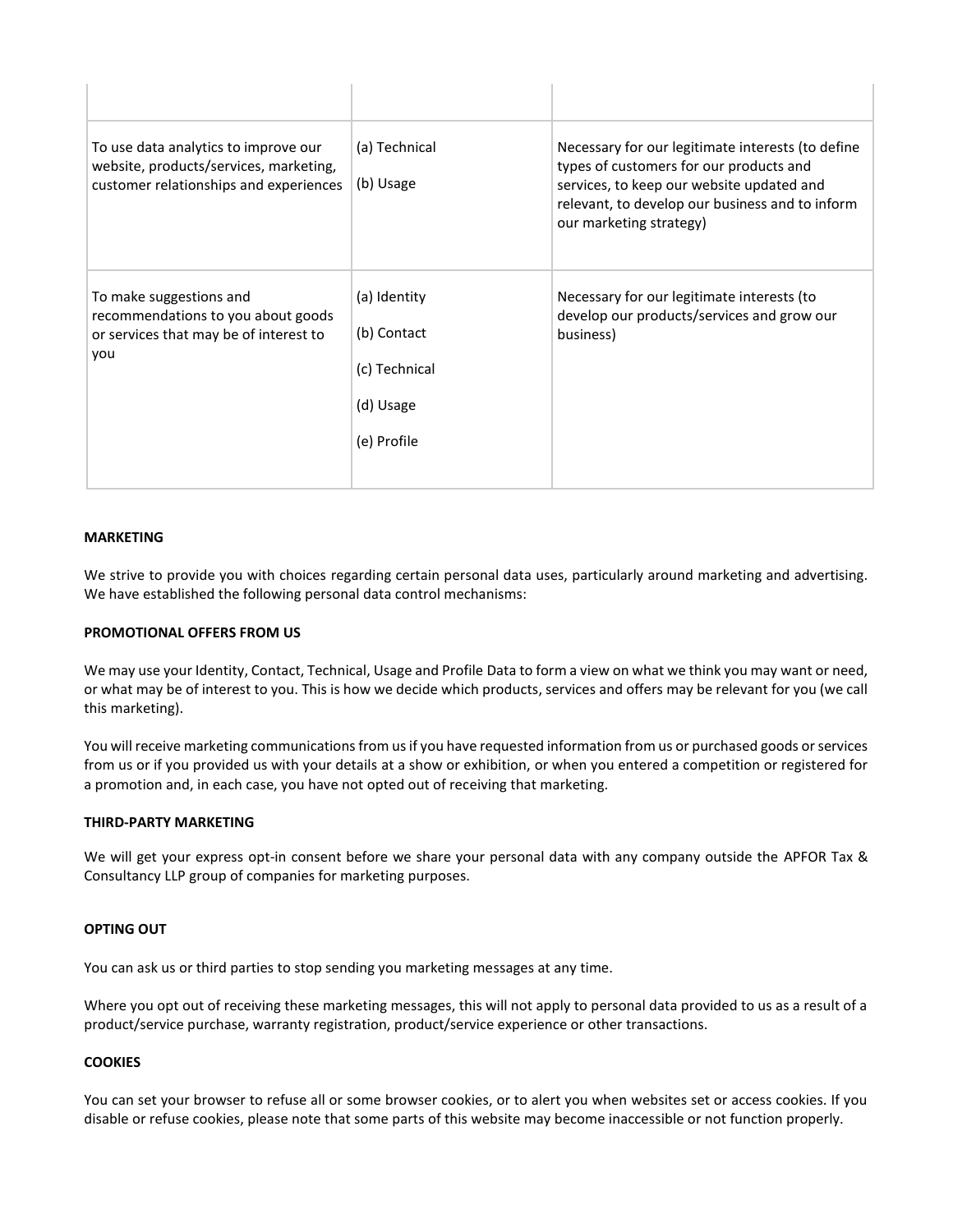| | | |
|---|---|---|
| To use data analytics to improve our website, products/services, marketing, customer relationships and experiences | (a) Technical<br><br>(b) Usage | Necessary for our legitimate interests (to define types of customers for our products and services, to keep our website updated and relevant, to develop our business and to inform our marketing strategy) |
| To make suggestions and recommendations to you about goods or services that may be of interest to you | (a) Identity<br><br>(b) Contact<br><br>(c) Technical<br><br>(d) Usage<br><br>(e) Profile | Necessary for our legitimate interests (to develop our products/services and grow our business) |

**MARKETING**

We strive to provide you with choices regarding certain personal data uses, particularly around marketing and advertising. We have established the following personal data control mechanisms:

**PROMOTIONAL OFFERS FROM US**

We may use your Identity, Contact, Technical, Usage and Profile Data to form a view on what we think you may want or need, or what may be of interest to you. This is how we decide which products, services and offers may be relevant for you (we call this marketing).

You will receive marketing communications from us if you have requested information from us or purchased goods or services from us or if you provided us with your details at a show or exhibition, or when you entered a competition or registered for a promotion and, in each case, you have not opted out of receiving that marketing.

**THIRD-PARTY MARKETING**

We will get your express opt-in consent before we share your personal data with any company outside the APFOR Tax & Consultancy LLP group of companies for marketing purposes.

**OPTING OUT**

You can ask us or third parties to stop sending you marketing messages at any time.

Where you opt out of receiving these marketing messages, this will not apply to personal data provided to us as a result of a product/service purchase, warranty registration, product/service experience or other transactions.

**COOKIES**

You can set your browser to refuse all or some browser cookies, or to alert you when websites set or access cookies. If you disable or refuse cookies, please note that some parts of this website may become inaccessible or not function properly.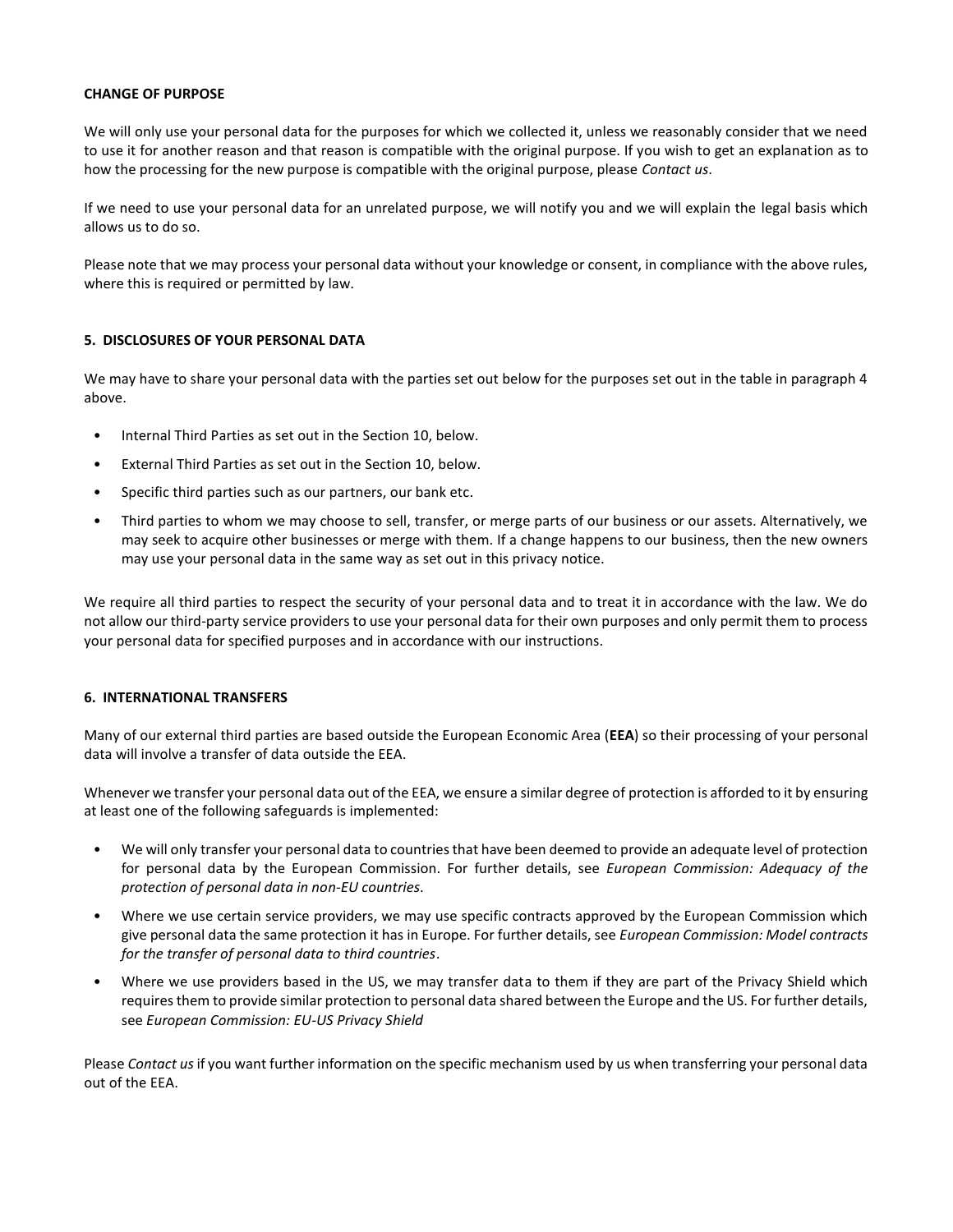**CHANGE OF PURPOSE**

We will only use your personal data for the purposes for which we collected it, unless we reasonably consider that we need to use it for another reason and that reason is compatible with the original purpose. If you wish to get an explanation as to how the processing for the new purpose is compatible with the original purpose, please *Contact us*.

If we need to use your personal data for an unrelated purpose, we will notify you and we will explain the legal basis which allows us to do so.

Please note that we may process your personal data without your knowledge or consent, in compliance with the above rules, where this is required or permitted by law.

## 5. DISCLOSURES OF YOUR PERSONAL DATA

We may have to share your personal data with the parties set out below for the purposes set out in the table in paragraph 4 above.

- Internal Third Parties as set out in the Section 10, below.
- External Third Parties as set out in the Section 10, below.
- Specific third parties such as our partners, our bank etc.
- Third parties to whom we may choose to sell, transfer, or merge parts of our business or our assets. Alternatively, we may seek to acquire other businesses or merge with them. If a change happens to our business, then the new owners may use your personal data in the same way as set out in this privacy notice.

We require all third parties to respect the security of your personal data and to treat it in accordance with the law. We do not allow our third-party service providers to use your personal data for their own purposes and only permit them to process your personal data for specified purposes and in accordance with our instructions.

## 6. INTERNATIONAL TRANSFERS

Many of our external third parties are based outside the European Economic Area (**EEA**) so their processing of your personal data will involve a transfer of data outside the EEA.

Whenever we transfer your personal data out of the EEA, we ensure a similar degree of protection is afforded to it by ensuring at least one of the following safeguards is implemented:

- We will only transfer your personal data to countries that have been deemed to provide an adequate level of protection for personal data by the European Commission. For further details, see *European Commission: Adequacy of the protection of personal data in non-EU countries.*
- Where we use certain service providers, we may use specific contracts approved by the European Commission which give personal data the same protection it has in Europe. For further details, see *European Commission: Model contracts for the transfer of personal data to third countries*.
- Where we use providers based in the US, we may transfer data to them if they are part of the Privacy Shield which requires them to provide similar protection to personal data shared between the Europe and the US. For further details, see *European Commission: EU-US Privacy Shield*

Please *Contact us* if you want further information on the specific mechanism used by us when transferring your personal data out of the EEA.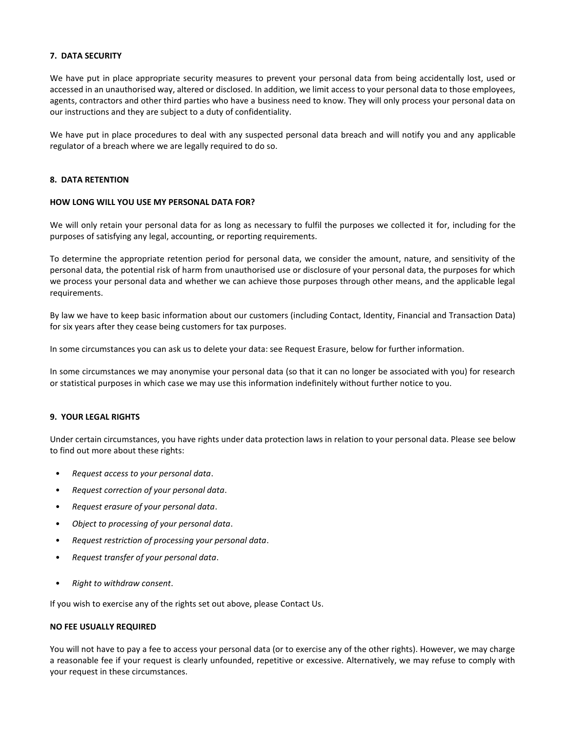## 7. DATA SECURITY

We have put in place appropriate security measures to prevent your personal data from being accidentally lost, used or accessed in an unauthorised way, altered or disclosed. In addition, we limit access to your personal data to those employees, agents, contractors and other third parties who have a business need to know. They will only process your personal data on our instructions and they are subject to a duty of confidentiality.

We have put in place procedures to deal with any suspected personal data breach and will notify you and any applicable regulator of a breach where we are legally required to do so.

## 8. DATA RETENTION

### HOW LONG WILL YOU USE MY PERSONAL DATA FOR?

We will only retain your personal data for as long as necessary to fulfil the purposes we collected it for, including for the purposes of satisfying any legal, accounting, or reporting requirements.

To determine the appropriate retention period for personal data, we consider the amount, nature, and sensitivity of the personal data, the potential risk of harm from unauthorised use or disclosure of your personal data, the purposes for which we process your personal data and whether we can achieve those purposes through other means, and the applicable legal requirements.

By law we have to keep basic information about our customers (including Contact, Identity, Financial and Transaction Data) for six years after they cease being customers for tax purposes.

In some circumstances you can ask us to delete your data: see Request Erasure, below for further information.

In some circumstances we may anonymise your personal data (so that it can no longer be associated with you) for research or statistical purposes in which case we may use this information indefinitely without further notice to you.

## 9. YOUR LEGAL RIGHTS

Under certain circumstances, you have rights under data protection laws in relation to your personal data. Please see below to find out more about these rights:

- *Request access to your personal data*.
- *Request correction of your personal data*.
- *Request erasure of your personal data*.
- *Object to processing of your personal data*.
- *Request restriction of processing your personal data*.
- *Request transfer of your personal data*.
- *Right to withdraw consent*.

If you wish to exercise any of the rights set out above, please Contact Us.

### NO FEE USUALLY REQUIRED

You will not have to pay a fee to access your personal data (or to exercise any of the other rights). However, we may charge a reasonable fee if your request is clearly unfounded, repetitive or excessive. Alternatively, we may refuse to comply with your request in these circumstances.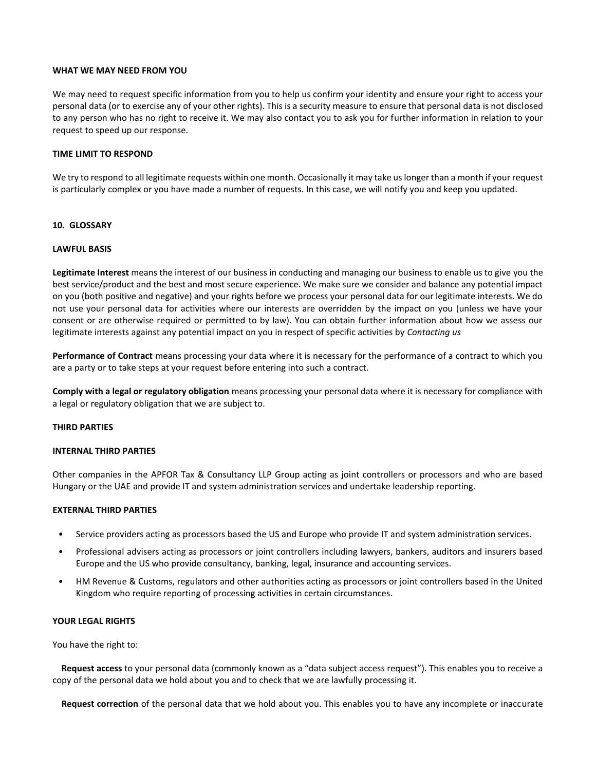**WHAT WE MAY NEED FROM YOU**

We may need to request specific information from you to help us confirm your identity and ensure your right to access your personal data (or to exercise any of your other rights). This is a security measure to ensure that personal data is not disclosed to any person who has no right to receive it. We may also contact you to ask you for further information in relation to your request to speed up our response.

**TIME LIMIT TO RESPOND**

We try to respond to all legitimate requests within one month. Occasionally it may take us longer than a month if your request is particularly complex or you have made a number of requests. In this case, we will notify you and keep you updated.

## 10. GLOSSARY

**LAWFUL BASIS**

**Legitimate Interest** means the interest of our business in conducting and managing our business to enable us to give you the best service/product and the best and most secure experience. We make sure we consider and balance any potential impact on you (both positive and negative) and your rights before we process your personal data for our legitimate interests. We do not use your personal data for activities where our interests are overridden by the impact on you (unless we have your consent or are otherwise required or permitted to by law). You can obtain further information about how we assess our legitimate interests against any potential impact on you in respect of specific activities by *Contacting us*

**Performance of Contract** means processing your data where it is necessary for the performance of a contract to which you are a party or to take steps at your request before entering into such a contract.

**Comply with a legal or regulatory obligation** means processing your personal data where it is necessary for compliance with a legal or regulatory obligation that we are subject to.

**THIRD PARTIES**

**INTERNAL THIRD PARTIES**

Other companies in the APFOR Tax & Consultancy LLP Group acting as joint controllers or processors and who are based Hungary or the UAE and provide IT and system administration services and undertake leadership reporting.

**EXTERNAL THIRD PARTIES**

- Service providers acting as processors based the US and Europe who provide IT and system administration services.
- Professional advisers acting as processors or joint controllers including lawyers, bankers, auditors and insurers based Europe and the US who provide consultancy, banking, legal, insurance and accounting services.
- HM Revenue & Customs, regulators and other authorities acting as processors or joint controllers based in the United Kingdom who require reporting of processing activities in certain circumstances.

**YOUR LEGAL RIGHTS**

You have the right to:

**Request access** to your personal data (commonly known as a "data subject access request"). This enables you to receive a copy of the personal data we hold about you and to check that we are lawfully processing it.

**Request correction** of the personal data that we hold about you. This enables you to have any incomplete or inaccurate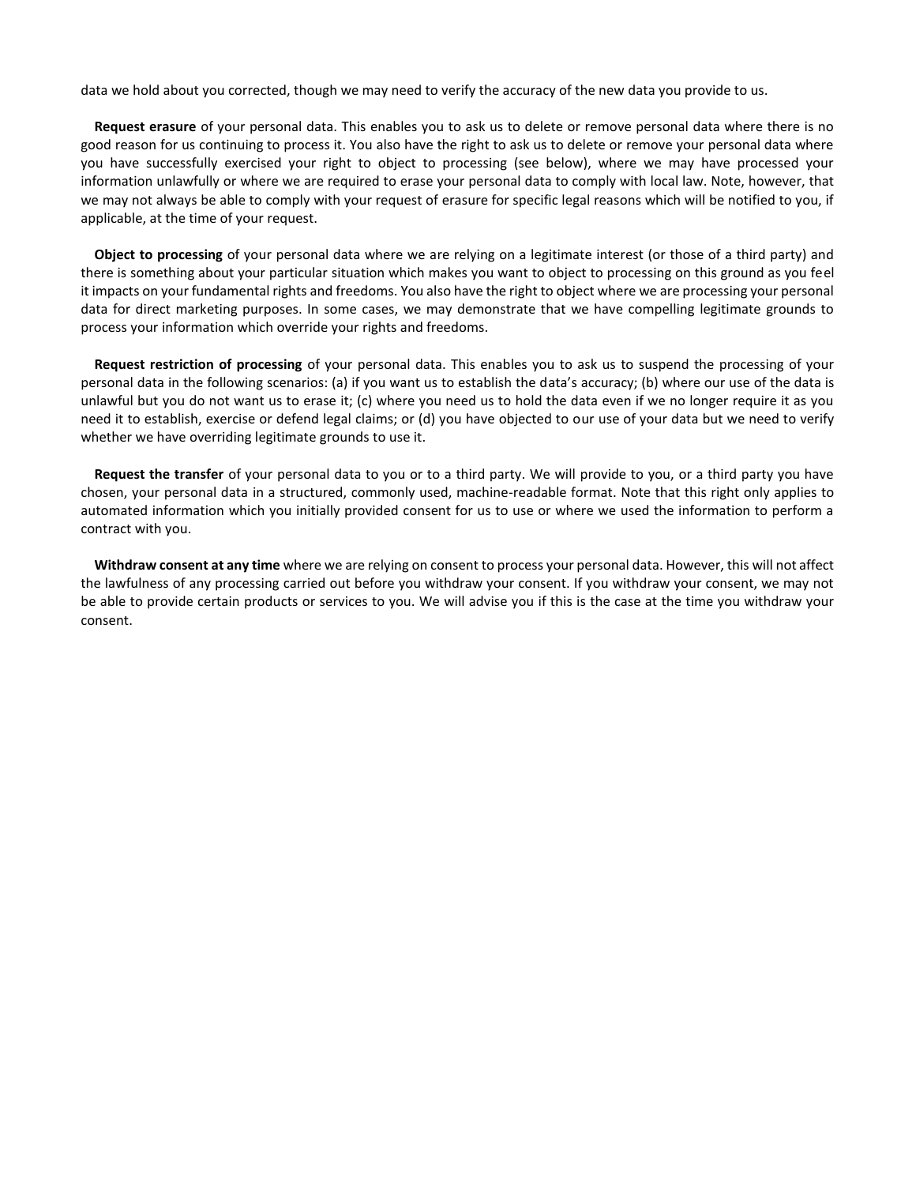data we hold about you corrected, though we may need to verify the accuracy of the new data you provide to us.

**Request erasure** of your personal data. This enables you to ask us to delete or remove personal data where there is no good reason for us continuing to process it. You also have the right to ask us to delete or remove your personal data where you have successfully exercised your right to object to processing (see below), where we may have processed your information unlawfully or where we are required to erase your personal data to comply with local law. Note, however, that we may not always be able to comply with your request of erasure for specific legal reasons which will be notified to you, if applicable, at the time of your request.

**Object to processing** of your personal data where we are relying on a legitimate interest (or those of a third party) and there is something about your particular situation which makes you want to object to processing on this ground as you feel it impacts on your fundamental rights and freedoms. You also have the right to object where we are processing your personal data for direct marketing purposes. In some cases, we may demonstrate that we have compelling legitimate grounds to process your information which override your rights and freedoms.

**Request restriction of processing** of your personal data. This enables you to ask us to suspend the processing of your personal data in the following scenarios: (a) if you want us to establish the data's accuracy; (b) where our use of the data is unlawful but you do not want us to erase it; (c) where you need us to hold the data even if we no longer require it as you need it to establish, exercise or defend legal claims; or (d) you have objected to our use of your data but we need to verify whether we have overriding legitimate grounds to use it.

**Request the transfer** of your personal data to you or to a third party. We will provide to you, or a third party you have chosen, your personal data in a structured, commonly used, machine-readable format. Note that this right only applies to automated information which you initially provided consent for us to use or where we used the information to perform a contract with you.

**Withdraw consent at any time** where we are relying on consent to process your personal data. However, this will not affect the lawfulness of any processing carried out before you withdraw your consent. If you withdraw your consent, we may not be able to provide certain products or services to you. We will advise you if this is the case at the time you withdraw your consent.